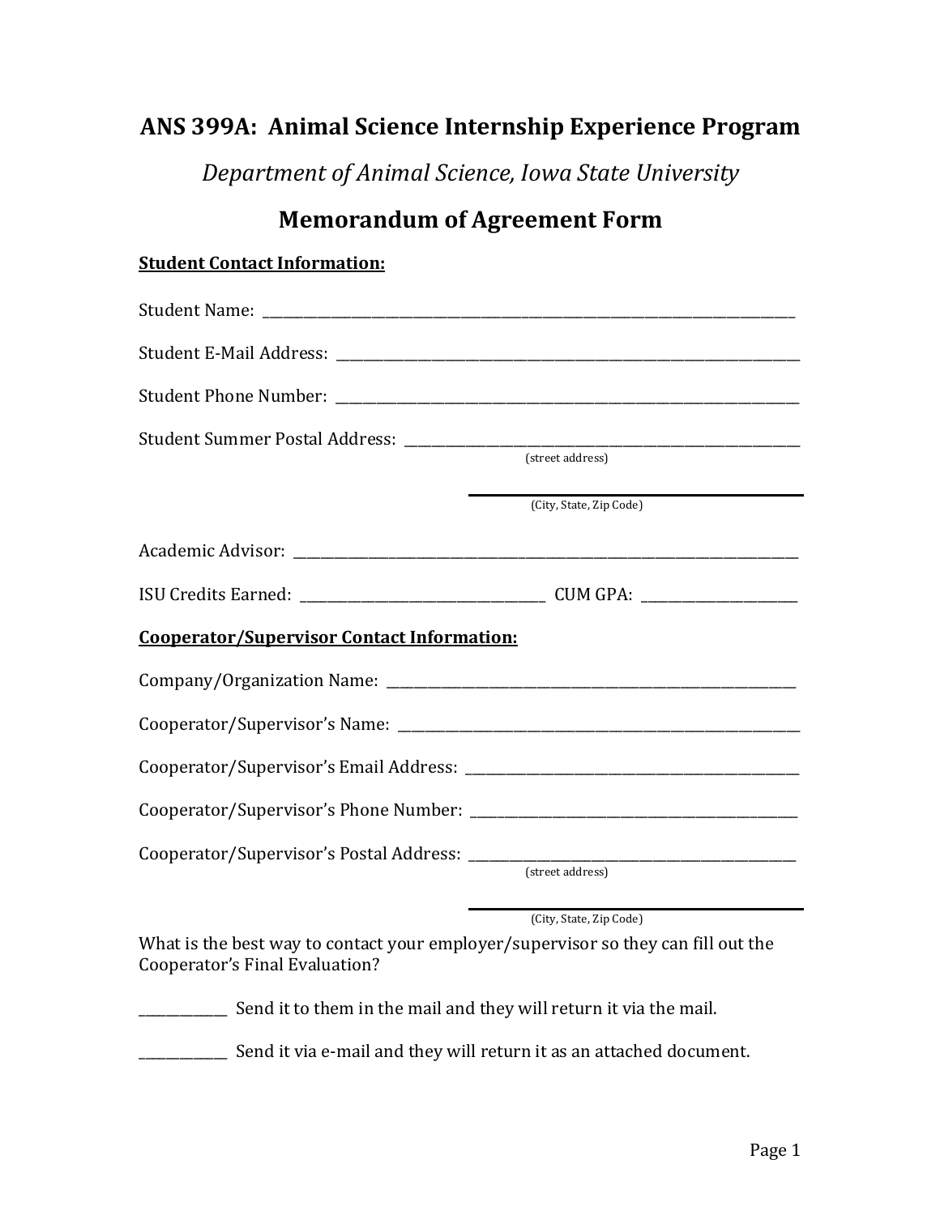# ANS 399A: Animal Science Internship Experience Program

*Department of Animal Science, Iowa State University*

## Memorandum of Agreement Form

**Student Contact Information:**

Student Name: ______________________________________________

Student E-Mail Address: ______________________________________________

Student Phone Number: ______________________________________________

Student Summer Postal Address: ______________________________________________
(street address)

______________________________________________
(City, State, Zip Code)

Academic Advisor: ______________________________________________

ISU Credits Earned: ______________________ CUM GPA: ______________

**Cooperator/Supervisor Contact Information:**

Company/Organization Name: ______________________________________________

Cooperator/Supervisor's Name: ______________________________________________

Cooperator/Supervisor's Email Address: ______________________________________________

Cooperator/Supervisor's Phone Number: ______________________________________________

Cooperator/Supervisor's Postal Address: ______________________________________________
(street address)

______________________________________________
(City, State, Zip Code)

What is the best way to contact your employer/supervisor so they can fill out the Cooperator's Final Evaluation?

__________ Send it to them in the mail and they will return it via the mail.

__________ Send it via e-mail and they will return it as an attached document.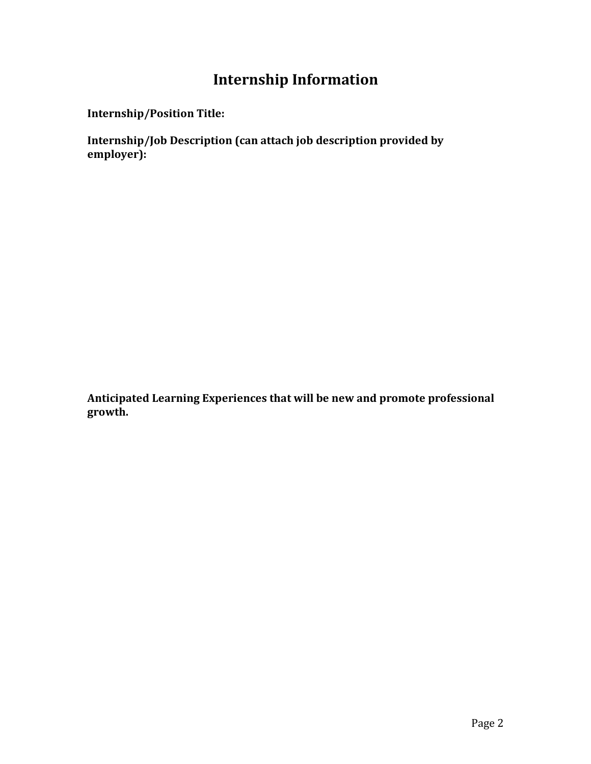# Internship Information

**Internship/Position Title:**

**Internship/Job Description (can attach job description provided by employer):**

**Anticipated Learning Experiences that will be new and promote professional growth.**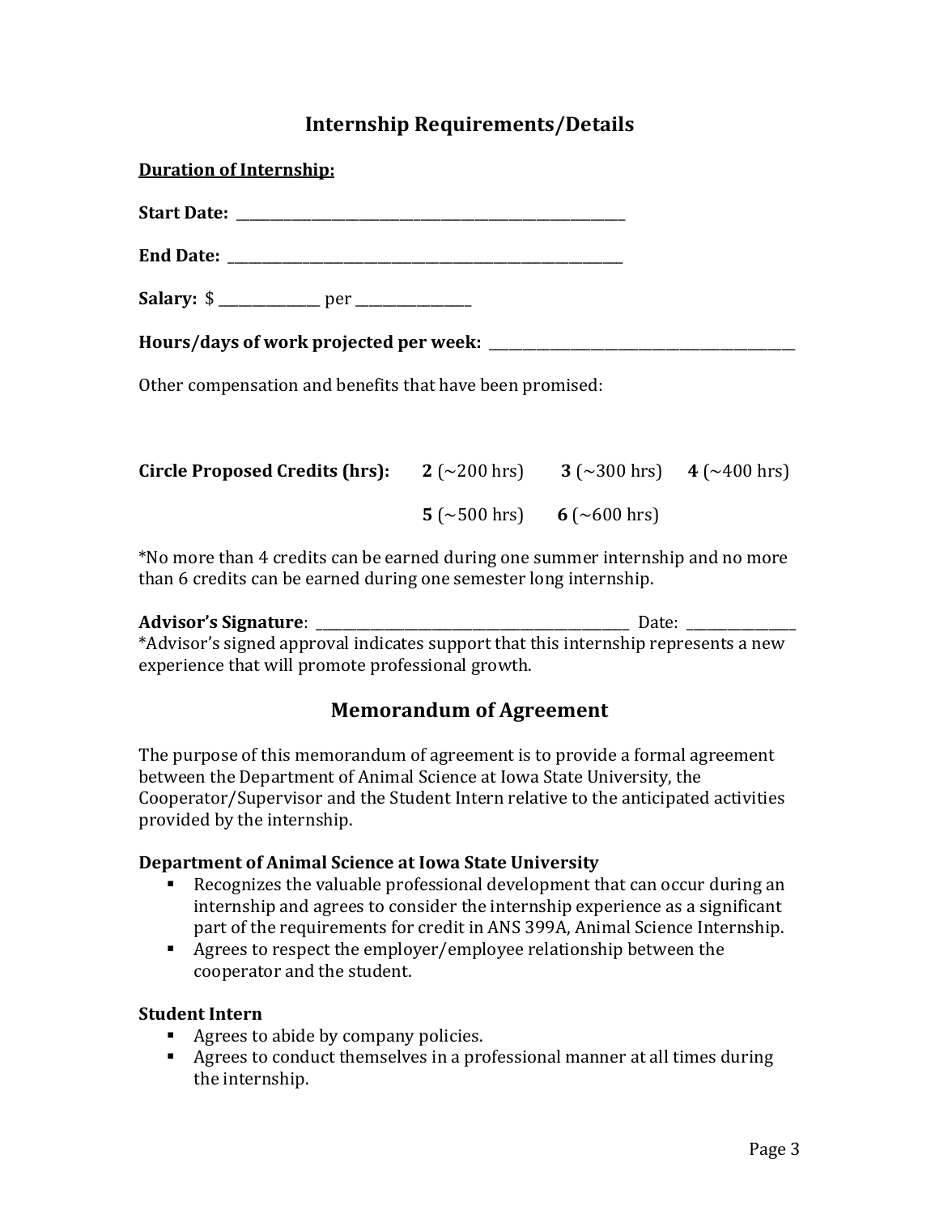## Internship Requirements/Details

**<u>Duration of Internship:</u>**

**Start Date:** ____________________________________________________________

**End Date:** ____________________________________________________________

**Salary:** $ _______________ per _________________

**Hours/days of work projected per week:** _____________________________________________

Other compensation and benefits that have been promised:

**Circle Proposed Credits (hrs):** **2** (~200 hrs) **3** (~300 hrs) **4** (~400 hrs) **5** (~500 hrs) **6** (~600 hrs)

*No more than 4 credits can be earned during one summer internship and no more than 6 credits can be earned during one semester long internship.

**Advisor's Signature**: ________________________________________________ Date: ________________

*Advisor's signed approval indicates support that this internship represents a new experience that will promote professional growth.

## Memorandum of Agreement

The purpose of this memorandum of agreement is to provide a formal agreement between the Department of Animal Science at Iowa State University, the Cooperator/Supervisor and the Student Intern relative to the anticipated activities provided by the internship.

**Department of Animal Science at Iowa State University**

- Recognizes the valuable professional development that can occur during an internship and agrees to consider the internship experience as a significant part of the requirements for credit in ANS 399A, Animal Science Internship.
- Agrees to respect the employer/employee relationship between the cooperator and the student.

**Student Intern**

- Agrees to abide by company policies.
- Agrees to conduct themselves in a professional manner at all times during the internship.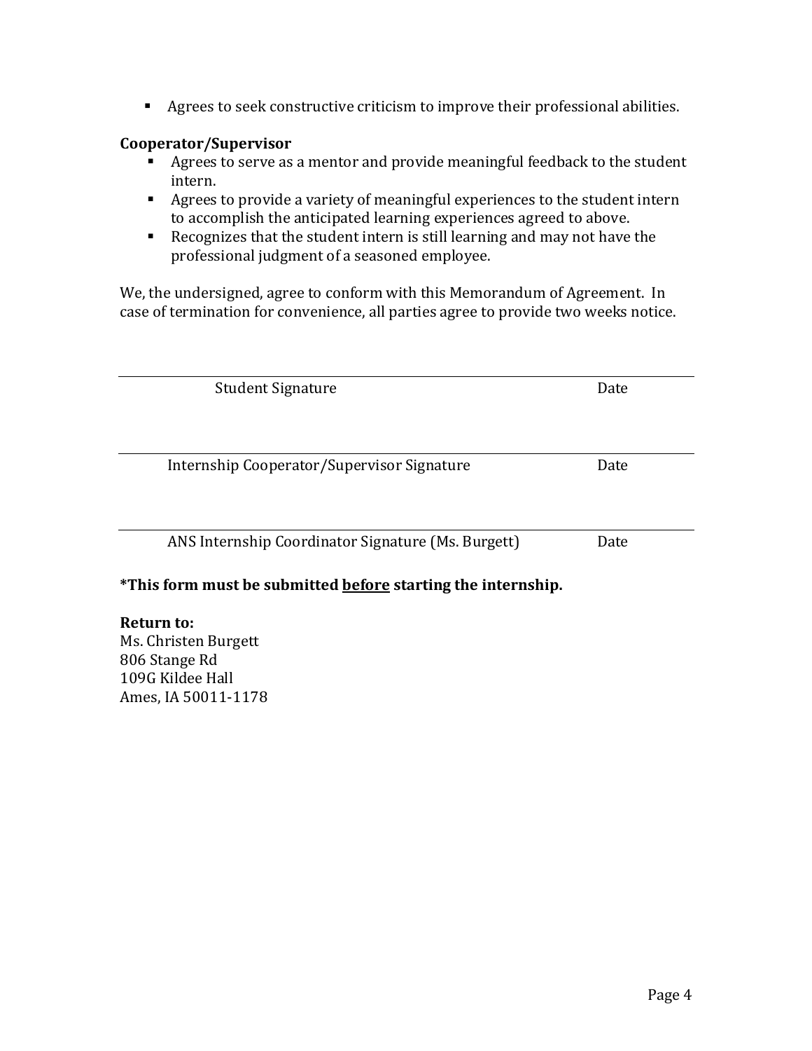- Agrees to seek constructive criticism to improve their professional abilities.

**Cooperator/Supervisor**

- Agrees to serve as a mentor and provide meaningful feedback to the student intern.
- Agrees to provide a variety of meaningful experiences to the student intern to accomplish the anticipated learning experiences agreed to above.
- Recognizes that the student intern is still learning and may not have the professional judgment of a seasoned employee.

We, the undersigned, agree to conform with this Memorandum of Agreement. In case of termination for convenience, all parties agree to provide two weeks notice.

\_\_\_\_\_\_\_\_\_\_\_\_\_\_\_\_\_\_\_\_\_\_\_\_\_\_\_\_\_\_\_\_\_\_\_\_\_\_\_\_\_\_\_\_\_\_\_\_\_\_\_\_\_\_\_\_\_\_\_\_

Student Signature — Date

\_\_\_\_\_\_\_\_\_\_\_\_\_\_\_\_\_\_\_\_\_\_\_\_\_\_\_\_\_\_\_\_\_\_\_\_\_\_\_\_\_\_\_\_\_\_\_\_\_\_\_\_\_\_\_\_\_\_\_\_

Internship Cooperator/Supervisor Signature — Date

\_\_\_\_\_\_\_\_\_\_\_\_\_\_\_\_\_\_\_\_\_\_\_\_\_\_\_\_\_\_\_\_\_\_\_\_\_\_\_\_\_\_\_\_\_\_\_\_\_\_\_\_\_\_\_\_\_\_\_\_

ANS Internship Coordinator Signature (Ms. Burgett) — Date

**\*This form must be submitted <u>before</u> starting the internship.**

**Return to:**
Ms. Christen Burgett
806 Stange Rd
109G Kildee Hall
Ames, IA 50011-1178